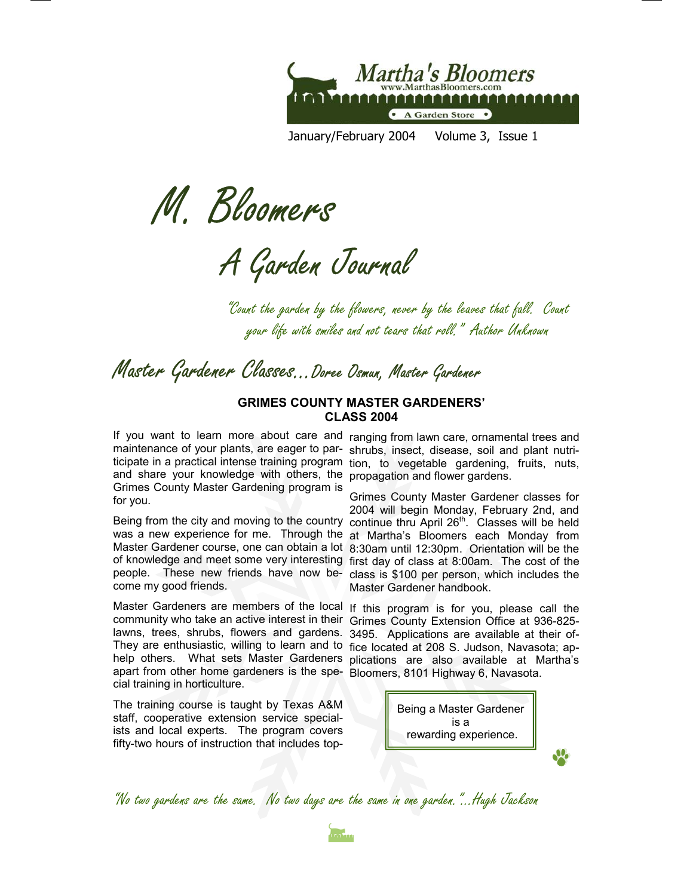Martha's Bloomers
www.MarthasBloomers.com
A Garden Store

January/February 2004 Volume 3, Issue 1

# M. Bloomers

## A Garden Journal

*"Count the garden by the flowers, never by the leaves that fall. Count your life with smiles and not tears that roll." Author Unknown*

## Master Gardener Classes…Doree Osmun, Master Gardener

### GRIMES COUNTY MASTER GARDENERS' CLASS 2004

If you want to learn more about care and maintenance of your plants, are eager to participate in a practical intense training program and share your knowledge with others, the Grimes County Master Gardening program is for you.

Being from the city and moving to the country was a new experience for me. Through the Master Gardener course, one can obtain a lot of knowledge and meet some very interesting people. These new friends have now become my good friends.

Master Gardeners are members of the local community who take an active interest in their lawns, trees, shrubs, flowers and gardens. They are enthusiastic, willing to learn and to help others. What sets Master Gardeners apart from other home gardeners is the special training in horticulture.

The training course is taught by Texas A&M staff, cooperative extension service specialists and local experts. The program covers fifty-two hours of instruction that includes topics ranging from lawn care, ornamental trees and shrubs, insect, disease, soil and plant nutrition, to vegetable gardening, fruits, nuts, propagation and flower gardens.

Grimes County Master Gardener classes for 2004 will begin Monday, February 2nd, and continue thru April 26th. Classes will be held at Martha's Bloomers each Monday from 8:30am until 12:30pm. Orientation will be the first day of class at 8:00am. The cost of the class is $100 per person, which includes the Master Gardener handbook.

If this program is for you, please call the Grimes County Extension Office at 936-825-3495. Applications are available at their office located at 208 S. Judson, Navasota; applications are also available at Martha's Bloomers, 8101 Highway 6, Navasota.

Being a Master Gardener is a rewarding experience.

*"No two gardens are the same. No two days are the same in one garden."…Hugh Jackson*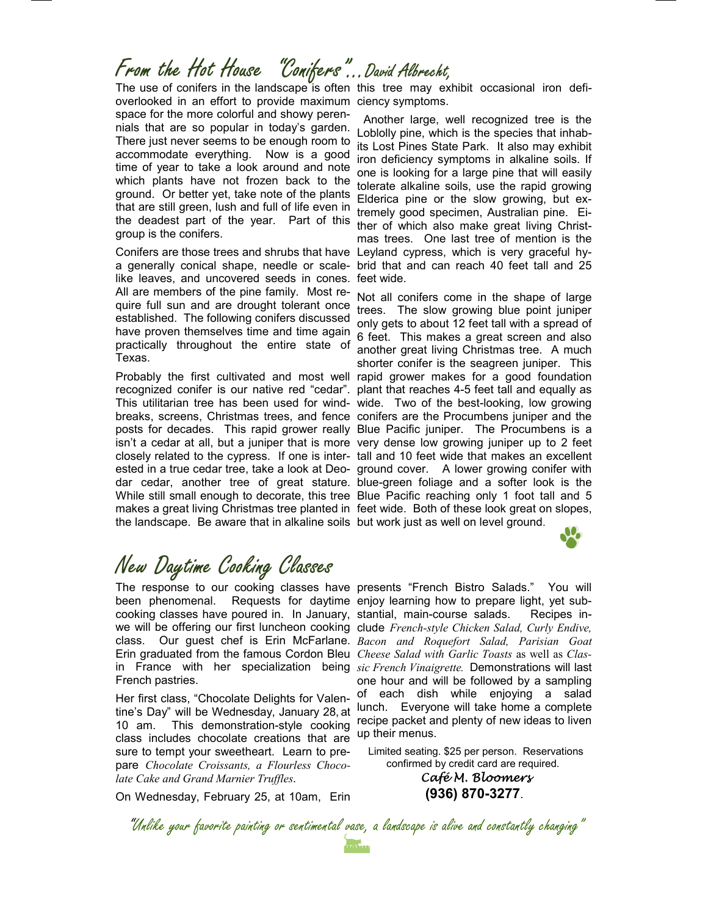# From the Hot House "Conifers"...David Albrecht,

The use of conifers in the landscape is often overlooked in an effort to provide maximum space for the more colorful and showy perennials that are so popular in today's garden. There just never seems to be enough room to accommodate everything. Now is a good time of year to take a look around and note which plants have not frozen back to the ground. Or better yet, take note of the plants that are still green, lush and full of life even in the deadest part of the year. Part of this group is the conifers.

Conifers are those trees and shrubs that have a generally conical shape, needle or scale-like leaves, and uncovered seeds in cones. All are members of the pine family. Most require full sun and are drought tolerant once established. The following conifers discussed have proven themselves time and time again practically throughout the entire state of Texas.

Probably the first cultivated and most well recognized conifer is our native red "cedar". This utilitarian tree has been used for windbreaks, screens, Christmas trees, and fence posts for decades. This rapid grower really isn't a cedar at all, but a juniper that is more closely related to the cypress. If one is interested in a true cedar tree, take a look at Deodar cedar, another tree of great stature. While still small enough to decorate, this tree makes a great living Christmas tree planted in the landscape. Be aware that in alkaline soils this tree may exhibit occasional iron deficiency symptoms.

Another large, well recognized tree is the Loblolly pine, which is the species that inhabits Lost Pines State Park. It also may exhibit iron deficiency symptoms in alkaline soils. If one is looking for a large pine that will easily tolerate alkaline soils, use the rapid growing Elderica pine or the slow growing, but extremely good specimen, Australian pine. Either of which also make great living Christmas trees. One last tree of mention is the Leyland cypress, which is very graceful hybrid that and can reach 40 feet tall and 25 feet wide.

Not all conifers come in the shape of large trees. The slow growing blue point juniper only gets to about 12 feet tall with a spread of 6 feet. This makes a great screen and also another great living Christmas tree. A much shorter conifer is the seagreen juniper. This rapid grower makes for a good foundation plant that reaches 4-5 feet tall and equally as wide. Two of the best-looking, low growing conifers are the Procumbens juniper and the Blue Pacific juniper. The Procumbens is a very dense low growing juniper up to 2 feet tall and 10 feet wide that makes an excellent ground cover. A lower growing conifer with blue-green foliage and a softer look is the Blue Pacific reaching only 1 foot tall and 5 feet wide. Both of these look great on slopes, but work just as well on level ground.

# New Daytime Cooking Classes

The response to our cooking classes have been phenomenal. Requests for daytime cooking classes have poured in. In January, we will be offering our first luncheon cooking class. Our guest chef is Erin McFarlane. Erin graduated from the famous Cordon Bleu in France with her specialization being French pastries.

Her first class, "Chocolate Delights for Valentine's Day" will be Wednesday, January 28, at 10 am. This demonstration-style cooking class includes chocolate creations that are sure to tempt your sweetheart. Learn to prepare *Chocolate Croissants, a Flourless Chocolate Cake and Grand Marnier Truffles*.

On Wednesday, February 25, at 10am, Erin presents "French Bistro Salads." You will enjoy learning how to prepare light, yet substantial, main-course salads. Recipes include *French-style Chicken Salad, Curly Endive, Bacon and Roquefort Salad, Parisian Goat Cheese Salad with Garlic Toasts* as well as *Classic French Vinaigrette.* Demonstrations will last one hour and will be followed by a sampling of each dish while enjoying a salad lunch. Everyone will take home a complete recipe packet and plenty of new ideas to liven up their menus.

Limited seating. $25 per person. Reservations confirmed by credit card are required.

**Café M. Bloomers**
**(936) 870-3277**.

*"Unlike your favorite painting or sentimental vase, a landscape is alive and constantly changing"*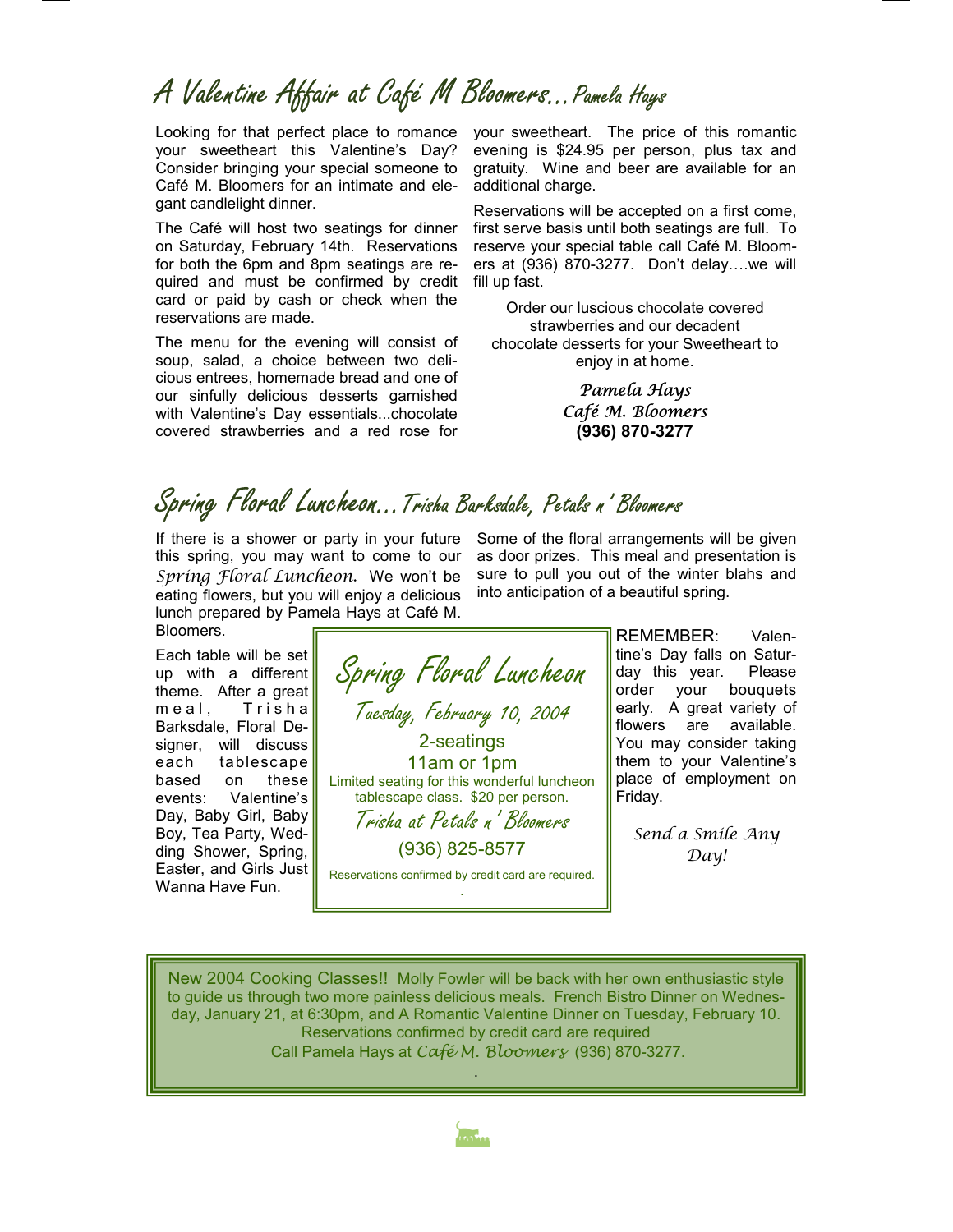# A Valentine Affair at Café M Bloomers…Pamela Hays

Looking for that perfect place to romance your sweetheart this Valentine's Day? Consider bringing your special someone to Café M. Bloomers for an intimate and elegant candlelight dinner.

The Café will host two seatings for dinner on Saturday, February 14th. Reservations for both the 6pm and 8pm seatings are required and must be confirmed by credit card or paid by cash or check when the reservations are made.

The menu for the evening will consist of soup, salad, a choice between two delicious entrees, homemade bread and one of our sinfully delicious desserts garnished with Valentine's Day essentials...chocolate covered strawberries and a red rose for your sweetheart. The price of this romantic evening is $24.95 per person, plus tax and gratuity. Wine and beer are available for an additional charge.

Reservations will be accepted on a first come, first serve basis until both seatings are full. To reserve your special table call Café M. Bloomers at (936) 870-3277. Don't delay….we will fill up fast.

Order our luscious chocolate covered strawberries and our decadent chocolate desserts for your Sweetheart to enjoy in at home.

*Pamela Hays*
*Café M. Bloomers*
**(936) 870-3277**

# Spring Floral Luncheon…Trisha Barksdale, Petals n' Bloomers

If there is a shower or party in your future this spring, you may want to come to our *Spring Floral Luncheon.* We won't be eating flowers, but you will enjoy a delicious lunch prepared by Pamela Hays at Café M. Bloomers.

Each table will be set up with a different theme. After a great meal, Trisha Barksdale, Floral Designer, will discuss each tablescape based on these events: Valentine's Day, Baby Girl, Baby Boy, Tea Party, Wedding Shower, Spring, Easter, and Girls Just Wanna Have Fun.

Some of the floral arrangements will be given as door prizes. This meal and presentation is sure to pull you out of the winter blahs and into anticipation of a beautiful spring.

## Spring Floral Luncheon

*Tuesday, February 10, 2004*

2-seatings
11am or 1pm

Limited seating for this wonderful luncheon tablescape class. $20 per person.

*Trisha at Petals n' Bloomers*

(936) 825-8577

Reservations confirmed by credit card are required.

REMEMBER: Valentine's Day falls on Saturday this year. Please order your bouquets early. A great variety of flowers are available. You may consider taking them to your Valentine's place of employment on Friday.

*Send a Smile Any Day!*

New 2004 Cooking Classes!! Molly Fowler will be back with her own enthusiastic style to guide us through two more painless delicious meals. French Bistro Dinner on Wednesday, January 21, at 6:30pm, and A Romantic Valentine Dinner on Tuesday, February 10. Reservations confirmed by credit card are required
Call Pamela Hays at *Café M. Bloomers* (936) 870-3277.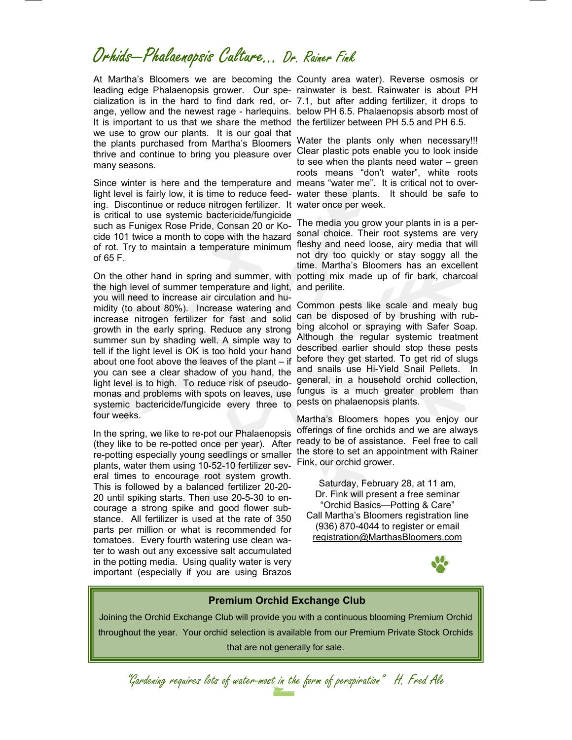# Orhids—Phalaenopsis Culture... Dr. Rainer Fink

At Martha's Bloomers we are becoming the leading edge Phalaenopsis grower. Our specialization is in the hard to find dark red, orange, yellow and the newest rage - harlequins. It is important to us that we share the method we use to grow our plants. It is our goal that the plants purchased from Martha's Bloomers thrive and continue to bring you pleasure over many seasons.

Since winter is here and the temperature and light level is fairly low, it is time to reduce feeding. Discontinue or reduce nitrogen fertilizer. It is critical to use systemic bactericide/fungicide such as Funigex Rose Pride, Consan 20 or Kocide 101 twice a month to cope with the hazard of rot. Try to maintain a temperature minimum of 65 F.

On the other hand in spring and summer, with the high level of summer temperature and light, you will need to increase air circulation and humidity (to about 80%). Increase watering and increase nitrogen fertilizer for fast and solid growth in the early spring. Reduce any strong summer sun by shading well. A simple way to tell if the light level is OK is too hold your hand about one foot above the leaves of the plant – if you can see a clear shadow of you hand, the light level is to high. To reduce risk of pseudomonas and problems with spots on leaves, use systemic bactericide/fungicide every three to four weeks.

In the spring, we like to re-pot our Phalaenopsis (they like to be re-potted once per year). After re-potting especially young seedlings or smaller plants, water them using 10-52-10 fertilizer several times to encourage root system growth. This is followed by a balanced fertilizer 20-20-20 until spiking starts. Then use 20-5-30 to encourage a strong spike and good flower substance. All fertilizer is used at the rate of 350 parts per million or what is recommended for tomatoes. Every fourth watering use clean water to wash out any excessive salt accumulated in the potting media. Using quality water is very important (especially if you are using Brazos County area water). Reverse osmosis or rainwater is best. Rainwater is about PH 7.1, but after adding fertilizer, it drops to below PH 6.5. Phalaenopsis absorb most of the fertilizer between PH 5.5 and PH 6.5.

Water the plants only when necessary!!! Clear plastic pots enable you to look inside to see when the plants need water – green roots means "don't water", white roots means "water me". It is critical not to overwater these plants. It should be safe to water once per week.

The media you grow your plants in is a personal choice. Their root systems are very fleshy and need loose, airy media that will not dry too quickly or stay soggy all the time. Martha's Bloomers has an excellent potting mix made up of fir bark, charcoal and perilite.

Common pests like scale and mealy bug can be disposed of by brushing with rubbing alcohol or spraying with Safer Soap. Although the regular systemic treatment described earlier should stop these pests before they get started. To get rid of slugs and snails use Hi-Yield Snail Pellets. In general, in a household orchid collection, fungus is a much greater problem than pests on phalaenopsis plants.

Martha's Bloomers hopes you enjoy our offerings of fine orchids and we are always ready to be of assistance. Feel free to call the store to set an appointment with Rainer Fink, our orchid grower.

Saturday, February 28, at 11 am,
Dr. Fink will present a free seminar
"Orchid Basics—Potting & Care"
Call Martha's Bloomers registration line
(936) 870-4044 to register or email
registration@MarthasBloomers.com

**Premium Orchid Exchange Club**

Joining the Orchid Exchange Club will provide you with a continuous blooming Premium Orchid throughout the year. Your orchid selection is available from our Premium Private Stock Orchids that are not generally for sale.

*"Gardening requires lots of water-most in the form of perspiration" H. Fred Ale*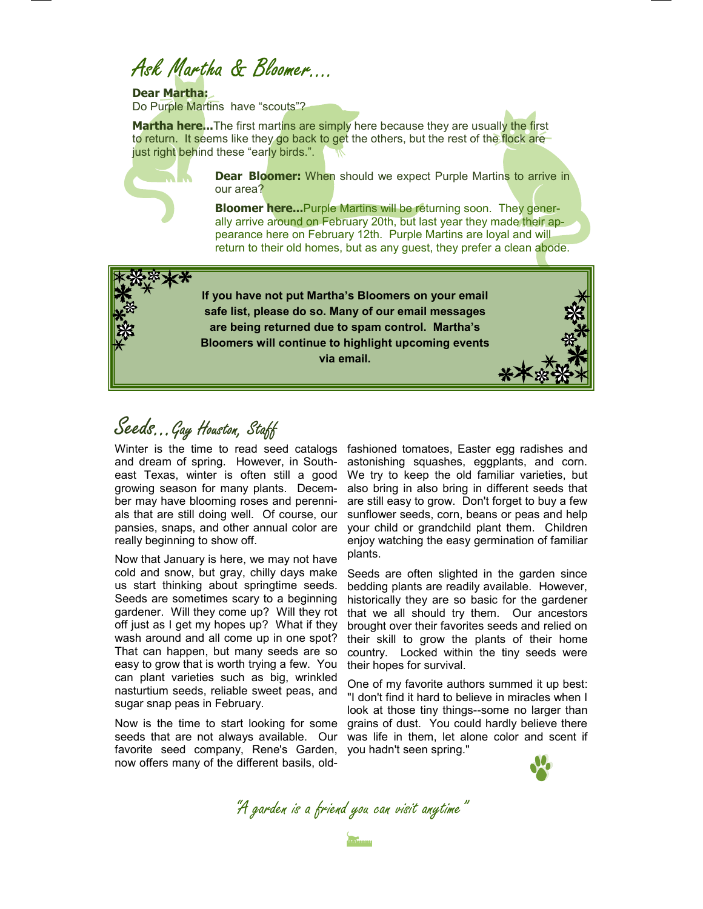## Ask Martha & Bloomer....

**Dear Martha:**
Do Purple Martins have "scouts"?

**Martha here...**The first martins are simply here because they are usually the first to return. It seems like they go back to get the others, but the rest of the flock are just right behind these "early birds.".

**Dear Bloomer:** When should we expect Purple Martins to arrive in our area?

**Bloomer here...**Purple Martins will be returning soon. They generally arrive around on February 20th, but last year they made their appearance here on February 12th. Purple Martins are loyal and will return to their old homes, but as any guest, they prefer a clean abode.

**If you have not put Martha's Bloomers on your email safe list, please do so. Many of our email messages are being returned due to spam control. Martha's Bloomers will continue to highlight upcoming events via email.**

## Seeds...Gay Houston, Staff

Winter is the time to read seed catalogs and dream of spring. However, in Southeast Texas, winter is often still a good growing season for many plants. December may have blooming roses and perennials that are still doing well. Of course, our pansies, snaps, and other annual color are really beginning to show off.

Now that January is here, we may not have cold and snow, but gray, chilly days make us start thinking about springtime seeds. Seeds are sometimes scary to a beginning gardener. Will they come up? Will they rot off just as I get my hopes up? What if they wash around and all come up in one spot? That can happen, but many seeds are so easy to grow that is worth trying a few. You can plant varieties such as big, wrinkled nasturtium seeds, reliable sweet peas, and sugar snap peas in February.

Now is the time to start looking for some seeds that are not always available. Our favorite seed company, Rene's Garden, now offers many of the different basils, old-fashioned tomatoes, Easter egg radishes and astonishing squashes, eggplants, and corn. We try to keep the old familiar varieties, but also bring in also bring in different seeds that are still easy to grow. Don't forget to buy a few sunflower seeds, corn, beans or peas and help your child or grandchild plant them. Children enjoy watching the easy germination of familiar plants.

Seeds are often slighted in the garden since bedding plants are readily available. However, historically they are so basic for the gardener that we all should try them. Our ancestors brought over their favorites seeds and relied on their skill to grow the plants of their home country. Locked within the tiny seeds were their hopes for survival.

One of my favorite authors summed it up best: "I don't find it hard to believe in miracles when I look at those tiny things--some no larger than grains of dust. You could hardly believe there was life in them, let alone color and scent if you hadn't seen spring."

*"A garden is a friend you can visit anytime"*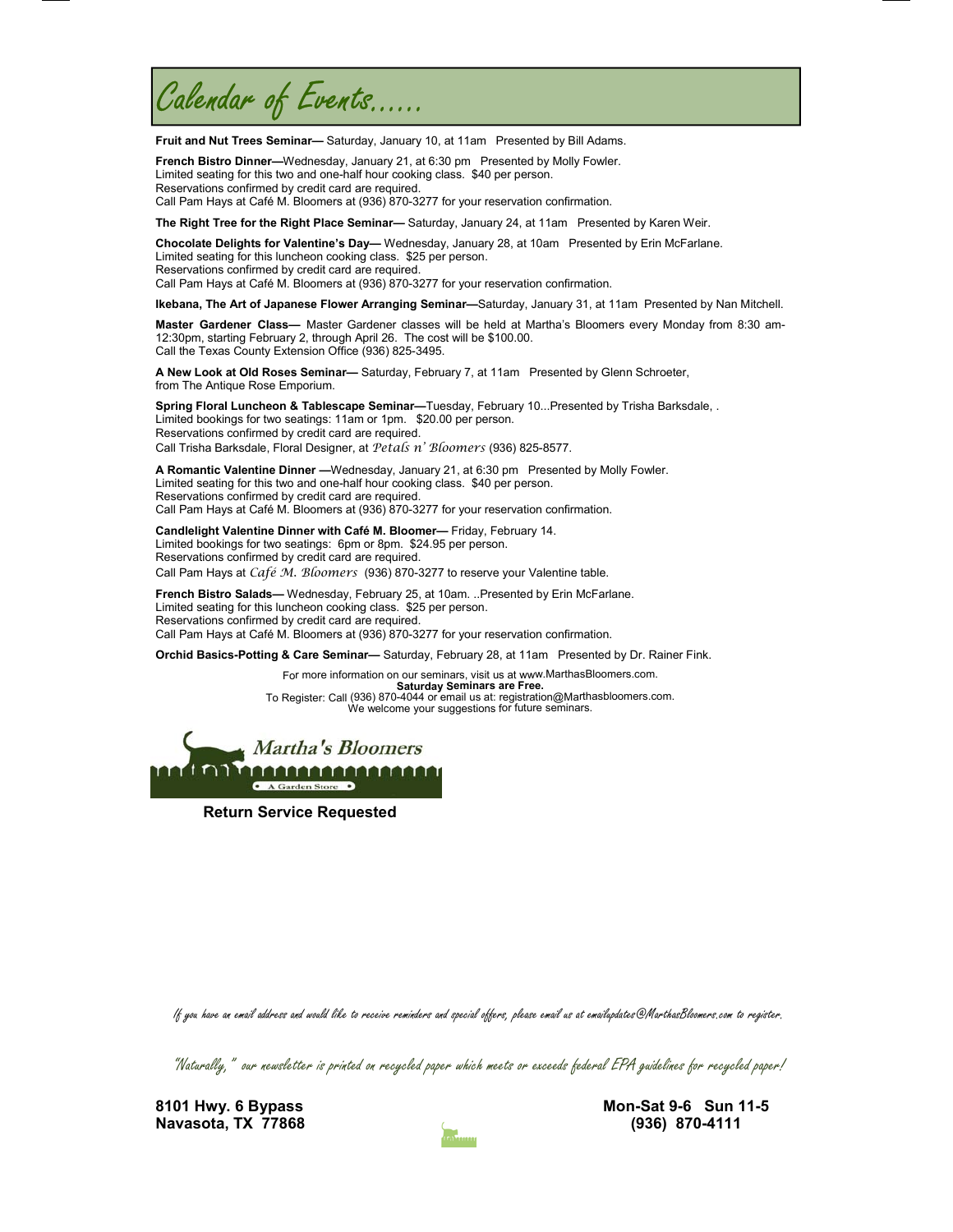# Calendar of Events......

**Fruit and Nut Trees Seminar—** Saturday, January 10, at 11am Presented by Bill Adams.

**French Bistro Dinner—**Wednesday, January 21, at 6:30 pm Presented by Molly Fowler.
Limited seating for this two and one-half hour cooking class. $40 per person.
Reservations confirmed by credit card are required.
Call Pam Hays at Café M. Bloomers at (936) 870-3277 for your reservation confirmation.

**The Right Tree for the Right Place Seminar—** Saturday, January 24, at 11am Presented by Karen Weir.

**Chocolate Delights for Valentine's Day—** Wednesday, January 28, at 10am Presented by Erin McFarlane.
Limited seating for this luncheon cooking class. $25 per person.
Reservations confirmed by credit card are required.
Call Pam Hays at Café M. Bloomers at (936) 870-3277 for your reservation confirmation.

**Ikebana, The Art of Japanese Flower Arranging Seminar—**Saturday, January 31, at 11am Presented by Nan Mitchell.

**Master Gardener Class—** Master Gardener classes will be held at Martha's Bloomers every Monday from 8:30 am-12:30pm, starting February 2, through April 26. The cost will be $100.00.
Call the Texas County Extension Office (936) 825-3495.

**A New Look at Old Roses Seminar—** Saturday, February 7, at 11am Presented by Glenn Schroeter, from The Antique Rose Emporium.

**Spring Floral Luncheon & Tablescape Seminar—**Tuesday, February 10...Presented by Trisha Barksdale, .
Limited bookings for two seatings: 11am or 1pm. $20.00 per person.
Reservations confirmed by credit card are required.
Call Trisha Barksdale, Floral Designer, at *Petals n' Bloomers* (936) 825-8577.

**A Romantic Valentine Dinner —**Wednesday, January 21, at 6:30 pm Presented by Molly Fowler.
Limited seating for this two and one-half hour cooking class. $40 per person.
Reservations confirmed by credit card are required.
Call Pam Hays at Café M. Bloomers at (936) 870-3277 for your reservation confirmation.

**Candlelight Valentine Dinner with Café M. Bloomer—** Friday, February 14.
Limited bookings for two seatings: 6pm or 8pm. $24.95 per person.
Reservations confirmed by credit card are required.
Call Pam Hays at *Café M. Bloomers* (936) 870-3277 to reserve your Valentine table.

**French Bistro Salads—** Wednesday, February 25, at 10am. ..Presented by Erin McFarlane.
Limited seating for this luncheon cooking class. $25 per person.
Reservations confirmed by credit card are required.
Call Pam Hays at Café M. Bloomers at (936) 870-3277 for your reservation confirmation.

**Orchid Basics-Potting & Care Seminar—** Saturday, February 28, at 11am Presented by Dr. Rainer Fink.

For more information on our seminars, visit us at www.MarthasBloomers.com.
**Saturday Seminars are Free.**
To Register: Call (936) 870-4044 or email us at: registration@Marthasbloomers.com.
We welcome your suggestions for future seminars.

Martha's Bloomers
A Garden Store

**Return Service Requested**

*If you have an email address and would like to receive reminders and special offers, please email us at emailupdates@MarthasBloomers.com to register.*

*"Naturally," our newsletter is printed on recycled paper which meets or exceeds federal EPA guidelines for recycled paper!*

**8101 Hwy. 6 Bypass**
**Navasota, TX 77868**

**Mon-Sat 9-6 Sun 11-5**
**(936) 870-4111**